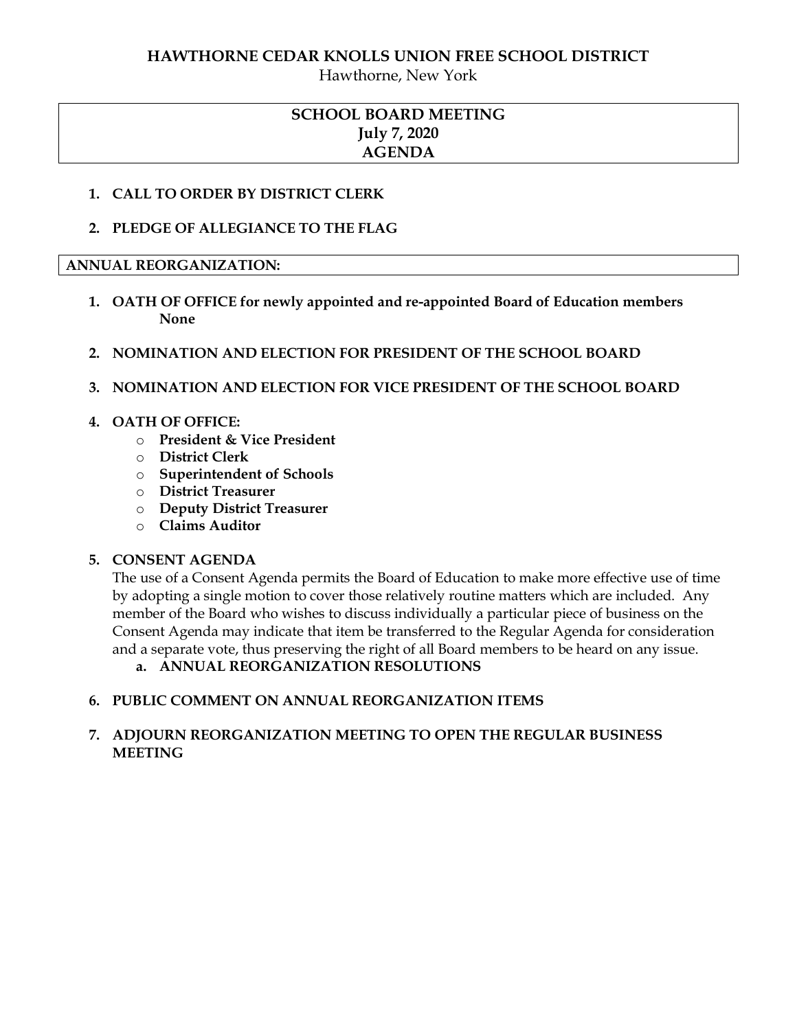# HAWTHORNE CEDAR KNOLLS UNION FREE SCHOOL DISTRICT

Hawthorne, New York

## SCHOOL BOARD MEETING
## July 7, 2020
## AGENDA

1. **CALL TO ORDER BY DISTRICT CLERK**

2. **PLEDGE OF ALLEGIANCE TO THE FLAG**

## ANNUAL REORGANIZATION:

1. **OATH OF OFFICE for newly appointed and re-appointed Board of Education members**
   **None**

2. **NOMINATION AND ELECTION FOR PRESIDENT OF THE SCHOOL BOARD**

3. **NOMINATION AND ELECTION FOR VICE PRESIDENT OF THE SCHOOL BOARD**

4. **OATH OF OFFICE:**
   - **President & Vice President**
   - **District Clerk**
   - **Superintendent of Schools**
   - **District Treasurer**
   - **Deputy District Treasurer**
   - **Claims Auditor**

5. **CONSENT AGENDA**
   The use of a Consent Agenda permits the Board of Education to make more effective use of time by adopting a single motion to cover those relatively routine matters which are included. Any member of the Board who wishes to discuss individually a particular piece of business on the Consent Agenda may indicate that item be transferred to the Regular Agenda for consideration and a separate vote, thus preserving the right of all Board members to be heard on any issue.
   a. **ANNUAL REORGANIZATION RESOLUTIONS**

6. **PUBLIC COMMENT ON ANNUAL REORGANIZATION ITEMS**

7. **ADJOURN REORGANIZATION MEETING TO OPEN THE REGULAR BUSINESS MEETING**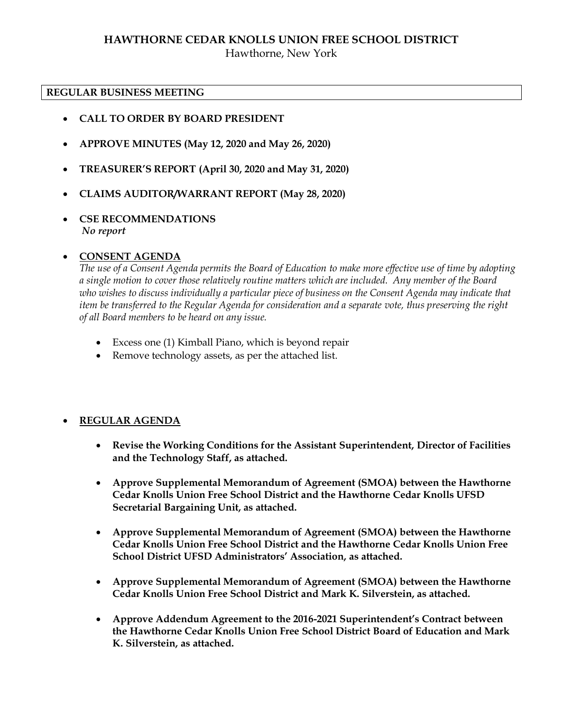**HAWTHORNE CEDAR KNOLLS UNION FREE SCHOOL DISTRICT**

Hawthorne, New York

**REGULAR BUSINESS MEETING**

- **CALL TO ORDER BY BOARD PRESIDENT**
- **APPROVE MINUTES (May 12, 2020 and May 26, 2020)**
- **TREASURER'S REPORT (April 30, 2020 and May 31, 2020)**
- **CLAIMS AUDITOR/WARRANT REPORT (May 28, 2020)**
- **CSE RECOMMENDATIONS**
  ***No report***
- **CONSENT AGENDA**

  *The use of a Consent Agenda permits the Board of Education to make more effective use of time by adopting a single motion to cover those relatively routine matters which are included. Any member of the Board who wishes to discuss individually a particular piece of business on the Consent Agenda may indicate that item be transferred to the Regular Agenda for consideration and a separate vote, thus preserving the right of all Board members to be heard on any issue.*

  - Excess one (1) Kimball Piano, which is beyond repair
  - Remove technology assets, as per the attached list.

- **REGULAR AGENDA**
  - **Revise the Working Conditions for the Assistant Superintendent, Director of Facilities and the Technology Staff, as attached.**
  - **Approve Supplemental Memorandum of Agreement (SMOA) between the Hawthorne Cedar Knolls Union Free School District and the Hawthorne Cedar Knolls UFSD Secretarial Bargaining Unit, as attached.**
  - **Approve Supplemental Memorandum of Agreement (SMOA) between the Hawthorne Cedar Knolls Union Free School District and the Hawthorne Cedar Knolls Union Free School District UFSD Administrators' Association, as attached.**
  - **Approve Supplemental Memorandum of Agreement (SMOA) between the Hawthorne Cedar Knolls Union Free School District and Mark K. Silverstein, as attached.**
  - **Approve Addendum Agreement to the 2016-2021 Superintendent's Contract between the Hawthorne Cedar Knolls Union Free School District Board of Education and Mark K. Silverstein, as attached.**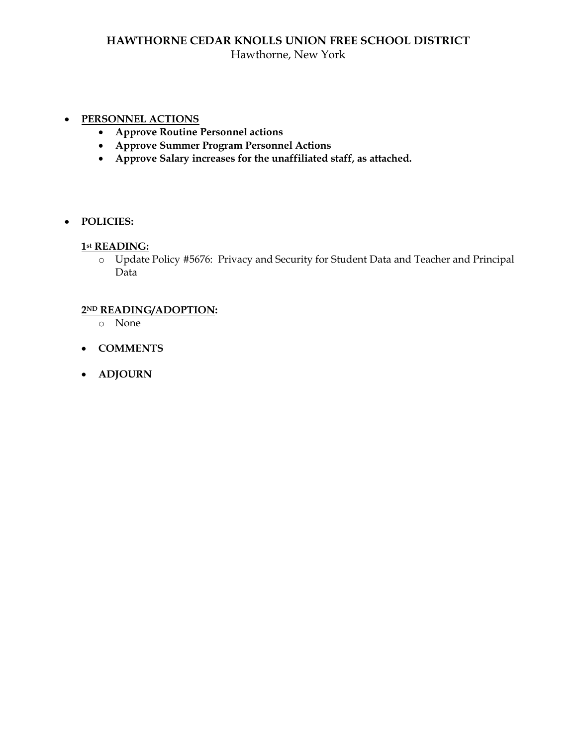**HAWTHORNE CEDAR KNOLLS UNION FREE SCHOOL DISTRICT**
Hawthorne, New York

- **PERSONNEL ACTIONS**
  - **Approve Routine Personnel actions**
  - **Approve Summer Program Personnel Actions**
  - **Approve Salary increases for the unaffiliated staff, as attached.**

- **POLICIES:**

  **1st READING:**
  - Update Policy #5676: Privacy and Security for Student Data and Teacher and Principal Data

  **2ND READING/ADOPTION:**
  - None

  - **COMMENTS**
  - **ADJOURN**